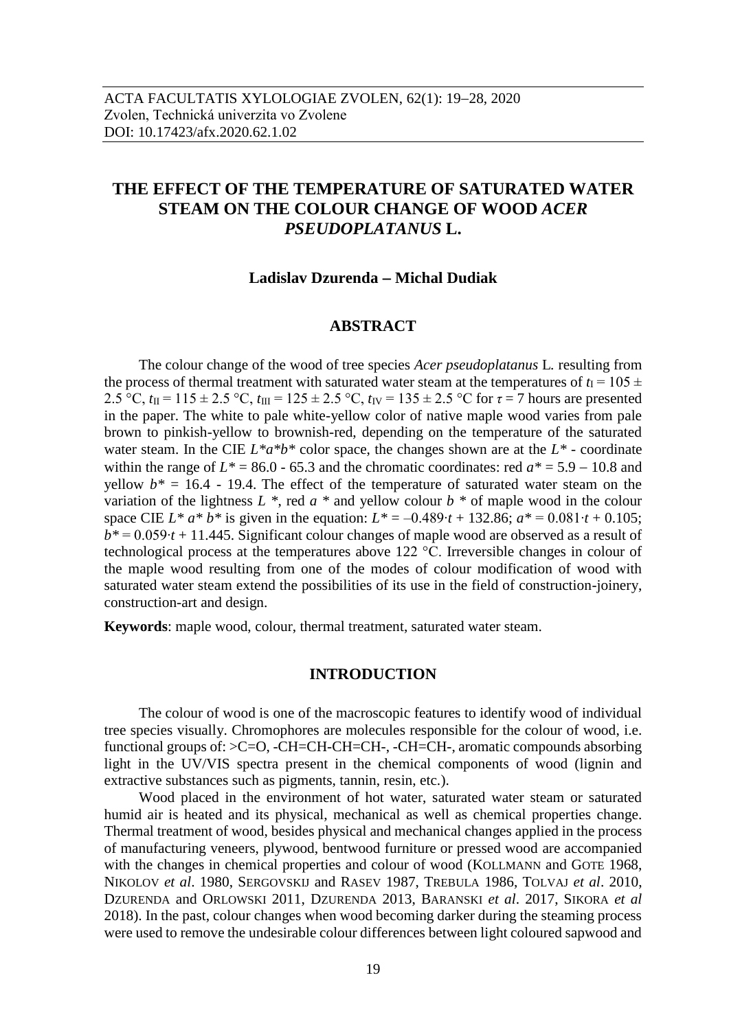ACTA FACULTATIS XYLOLOGIAE ZVOLEN, 62(1): 19−28, 2020
Zvolen, Technická univerzita vo Zvolene
DOI: 10.17423/afx.2020.62.1.02

# THE EFFECT OF THE TEMPERATURE OF SATURATED WATER STEAM ON THE COLOUR CHANGE OF WOOD *ACER PSEUDOPLATANUS* L.

**Ladislav Dzurenda – Michal Dudiak**

## ABSTRACT

The colour change of the wood of tree species *Acer pseudoplatanus* L. resulting from the process of thermal treatment with saturated water steam at the temperatures of $t_I = 105 \pm 2.5$ °C, $t_{II} = 115 \pm 2.5$ °C, $t_{III} = 125 \pm 2.5$ °C, $t_{IV} = 135 \pm 2.5$ °C for $\tau = 7$ hours are presented in the paper. The white to pale white-yellow color of native maple wood varies from pale brown to pinkish-yellow to brownish-red, depending on the temperature of the saturated water steam. In the CIE $L^*a^*b^*$ color space, the changes shown are at the $L^*$ - coordinate within the range of $L^* = 86.0$ - $65.3$ and the chromatic coordinates: red $a^* = 5.9 - 10.8$ and yellow $b^* = 16.4$ - $19.4$. The effect of the temperature of saturated water steam on the variation of the lightness $L^*$, red $a^*$ and yellow colour $b^*$ of maple wood in the colour space CIE $L^*a^*b^*$ is given in the equation: $L^* = -0.489 \cdot t + 132.86$; $a^* = 0.081 \cdot t + 0.105$; $b^* = 0.059 \cdot t + 11.445$. Significant colour changes of maple wood are observed as a result of technological process at the temperatures above 122 °C. Irreversible changes in colour of the maple wood resulting from one of the modes of colour modification of wood with saturated water steam extend the possibilities of its use in the field of construction-joinery, construction-art and design.

**Keywords**: maple wood, colour, thermal treatment, saturated water steam.

## INTRODUCTION

The colour of wood is one of the macroscopic features to identify wood of individual tree species visually. Chromophores are molecules responsible for the colour of wood, i.e. functional groups of: >C=O, -CH=CH-CH=CH-, -CH=CH-, aromatic compounds absorbing light in the UV/VIS spectra present in the chemical components of wood (lignin and extractive substances such as pigments, tannin, resin, etc.).

Wood placed in the environment of hot water, saturated water steam or saturated humid air is heated and its physical, mechanical as well as chemical properties change. Thermal treatment of wood, besides physical and mechanical changes applied in the process of manufacturing veneers, plywood, bentwood furniture or pressed wood are accompanied with the changes in chemical properties and colour of wood (KOLLMANN and GOTE 1968, NIKOLOV *et al*. 1980, SERGOVSKIJ and RASEV 1987, TREBULA 1986, TOLVAJ *et al*. 2010, DZURENDA and ORLOWSKI 2011, DZURENDA 2013, BARANSKI *et al*. 2017, SIKORA *et al* 2018). In the past, colour changes when wood becoming darker during the steaming process were used to remove the undesirable colour differences between light coloured sapwood and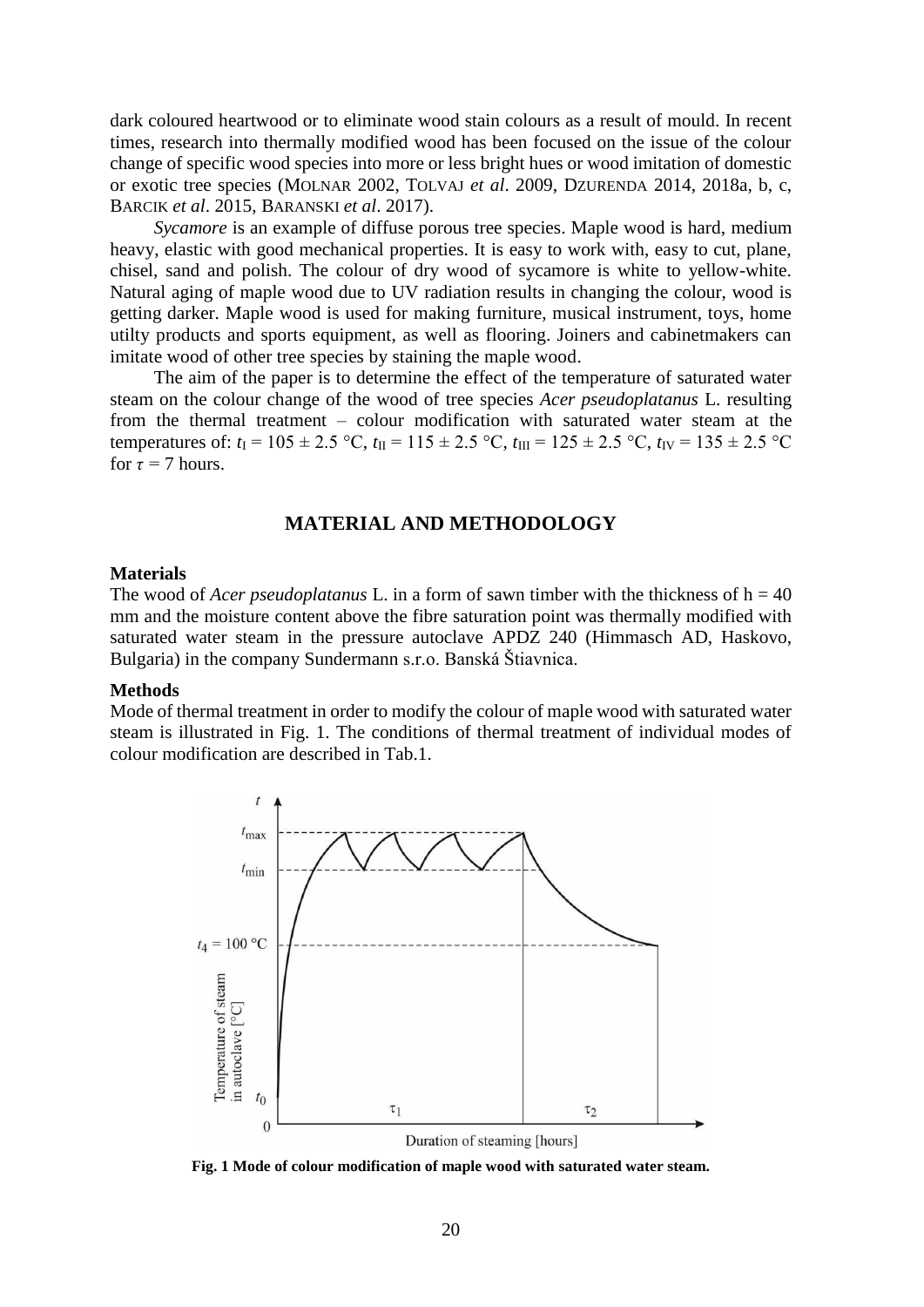dark coloured heartwood or to eliminate wood stain colours as a result of mould. In recent times, research into thermally modified wood has been focused on the issue of the colour change of specific wood species into more or less bright hues or wood imitation of domestic or exotic tree species (MOLNAR 2002, TOLVAJ *et al*. 2009, DZURENDA 2014, 2018a, b, c, BARCIK *et al*. 2015, BARANSKI *et al*. 2017).

*Sycamore* is an example of diffuse porous tree species. Maple wood is hard, medium heavy, elastic with good mechanical properties. It is easy to work with, easy to cut, plane, chisel, sand and polish. The colour of dry wood of sycamore is white to yellow-white. Natural aging of maple wood due to UV radiation results in changing the colour, wood is getting darker. Maple wood is used for making furniture, musical instrument, toys, home utilty products and sports equipment, as well as flooring. Joiners and cabinetmakers can imitate wood of other tree species by staining the maple wood.

The aim of the paper is to determine the effect of the temperature of saturated water steam on the colour change of the wood of tree species *Acer pseudoplatanus* L. resulting from the thermal treatment – colour modification with saturated water steam at the temperatures of: $t_I = 105 \pm 2.5$ °C, $t_{II} = 115 \pm 2.5$ °C, $t_{III} = 125 \pm 2.5$ °C, $t_{IV} = 135 \pm 2.5$ °C for $\tau = 7$ hours.

## MATERIAL AND METHODOLOGY

### Materials

The wood of *Acer pseudoplatanus* L. in a form of sawn timber with the thickness of h = 40 mm and the moisture content above the fibre saturation point was thermally modified with saturated water steam in the pressure autoclave APDZ 240 (Himmasch AD, Haskovo, Bulgaria) in the company Sundermann s.r.o. Banská Štiavnica.

### Methods

Mode of thermal treatment in order to modify the colour of maple wood with saturated water steam is illustrated in Fig. 1. The conditions of thermal treatment of individual modes of colour modification are described in Tab.1.

**Fig. 1 Mode of colour modification of maple wood with saturated water steam.**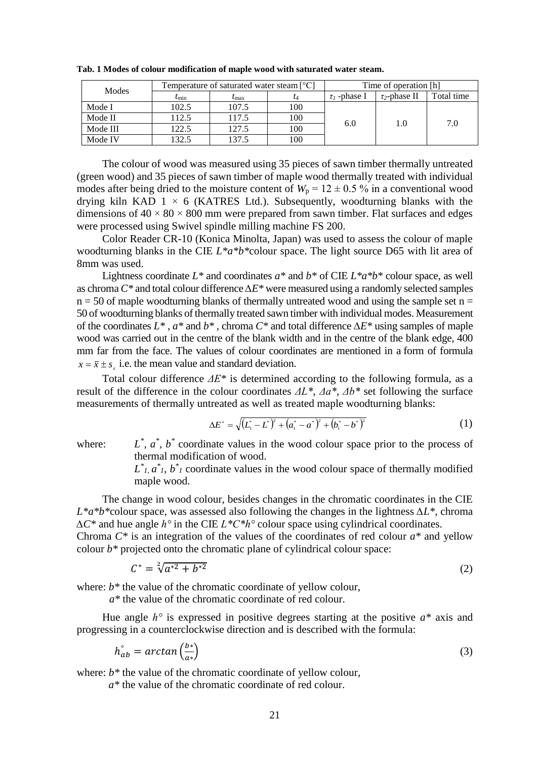**Tab. 1 Modes of colour modification of maple wood with saturated water steam.**

| Modes | Temperature of saturated water steam [°C] | | | Time of operation [h] | | |
|---|---|---|---|---|---|---|
| | $t_{min}$ | $t_{max}$ | $t_4$ | $\tau_1$ -phase I | $\tau_2$-phase II | Total time |
| Mode I | 102.5 | 107.5 | 100 | 6.0 | 1.0 | 7.0 |
| Mode II | 112.5 | 117.5 | 100 | | | |
| Mode III | 122.5 | 127.5 | 100 | | | |
| Mode IV | 132.5 | 137.5 | 100 | | | |

The colour of wood was measured using 35 pieces of sawn timber thermally untreated (green wood) and 35 pieces of sawn timber of maple wood thermally treated with individual modes after being dried to the moisture content of $W_p = 12 \pm 0.5$ % in a conventional wood drying kiln KAD $1 \times 6$ (KATRES Ltd.). Subsequently, woodturning blanks with the dimensions of $40 \times 80 \times 800$ mm were prepared from sawn timber. Flat surfaces and edges were processed using Swivel spindle milling machine FS 200.

Color Reader CR-10 (Konica Minolta, Japan) was used to assess the colour of maple woodturning blanks in the CIE $L^*a^*b^*$colour space. The light source D65 with lit area of 8mm was used.

Lightness coordinate $L^*$ and coordinates $a^*$ and $b^*$ of CIE $L^*a^*b^*$ colour space, as well as chroma $C^*$ and total colour difference $\Delta E^*$ were measured using a randomly selected samples $n = 50$ of maple woodturning blanks of thermally untreated wood and using the sample set $n = 50$ of woodturning blanks of thermally treated sawn timber with individual modes. Measurement of the coordinates $L^*$, $a^*$ and $b^*$, chroma $C^*$ and total difference $\Delta E^*$ using samples of maple wood was carried out in the centre of the blank width and in the centre of the blank edge, 400 mm far from the face. The values of colour coordinates are mentioned in a form of formula $x = \bar{x} \pm s_x$ i.e. the mean value and standard deviation.

Total colour difference $\Delta E^*$ is determined according to the following formula, as a result of the difference in the colour coordinates $\Delta L^*$, $\Delta a^*$, $\Delta b^*$ set following the surface measurements of thermally untreated as well as treated maple woodturning blanks:

$$\Delta E^* = \sqrt{\left(L_1^* - L^*\right)^2 + \left(a_1^* - a^*\right)^2 + \left(b_1^* - b^*\right)^2} \tag{1}$$

where: $L^*$, $a^*$, $b^*$ coordinate values in the wood colour space prior to the process of thermal modification of wood.
$L^*_1$, $a^*_1$, $b^*_1$ coordinate values in the wood colour space of thermally modified maple wood.

The change in wood colour, besides changes in the chromatic coordinates in the CIE $L^*a^*b^*$colour space, was assessed also following the changes in the lightness $\Delta L^*$, chroma $\Delta C^*$ and hue angle $h°$ in the CIE $L^*C^*h°$ colour space using cylindrical coordinates.
Chroma $C^*$ is an integration of the values of the coordinates of red colour $a^*$ and yellow colour $b^*$ projected onto the chromatic plane of cylindrical colour space:

$$C^* = \sqrt[2]{a^{*2} + b^{*2}} \tag{2}$$

where: $b^*$ the value of the chromatic coordinate of yellow colour,
$a^*$ the value of the chromatic coordinate of red colour.

Hue angle $h°$ is expressed in positive degrees starting at the positive $a^*$ axis and progressing in a counterclockwise direction and is described with the formula:

$$h^{\circ}_{ab} = arctan\left(\frac{b*}{a*}\right) \tag{3}$$

where: $b^*$ the value of the chromatic coordinate of yellow colour,
$a^*$ the value of the chromatic coordinate of red colour.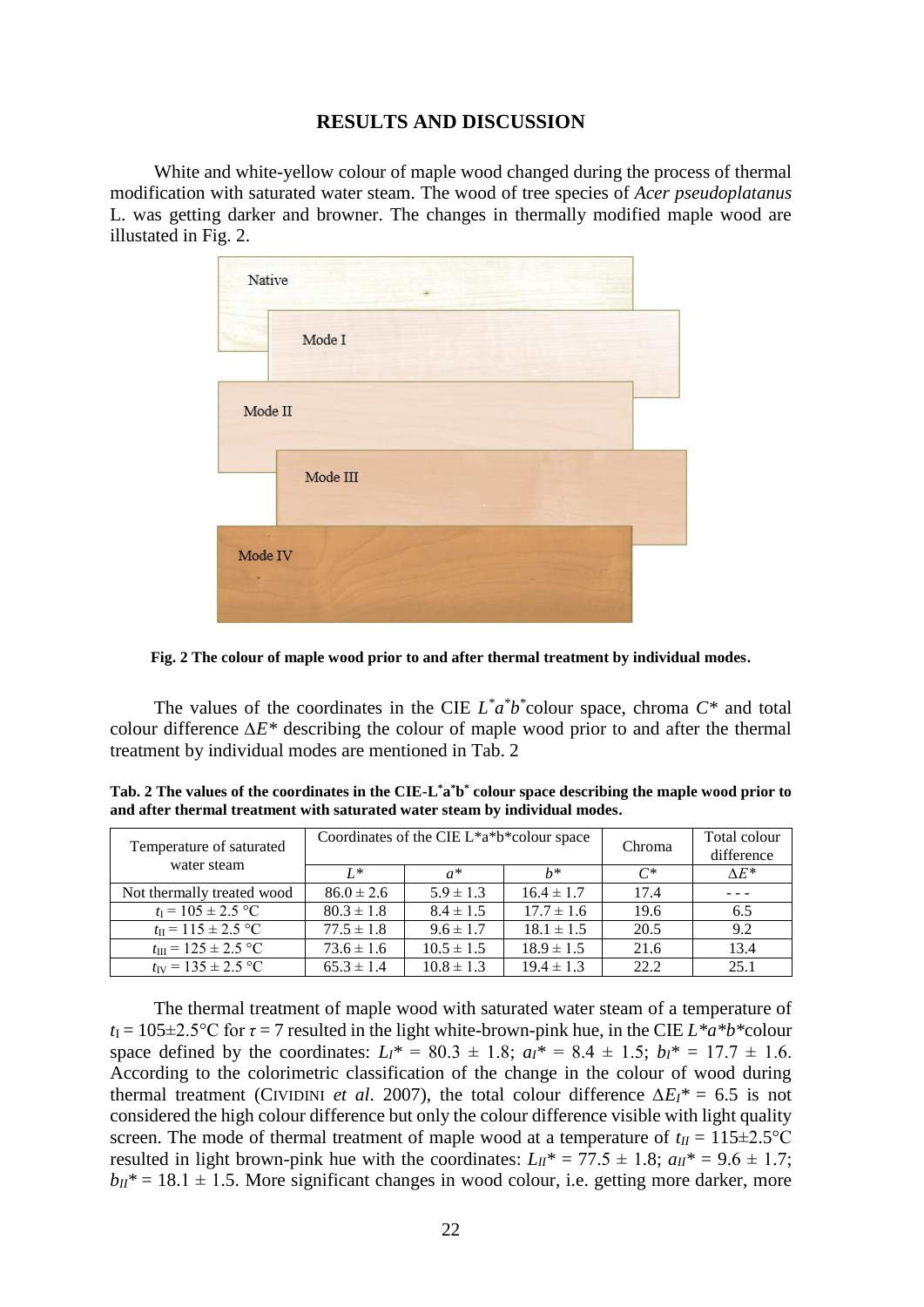## RESULTS AND DISCUSSION

White and white-yellow colour of maple wood changed during the process of thermal modification with saturated water steam. The wood of tree species of *Acer pseudoplatanus* L. was getting darker and browner. The changes in thermally modified maple wood are illustated in Fig. 2.

**Fig. 2 The colour of maple wood prior to and after thermal treatment by individual modes.**

The values of the coordinates in the CIE $L^*a^*b^*$colour space, chroma $C^*$ and total colour difference $\Delta E^*$ describing the colour of maple wood prior to and after the thermal treatment by individual modes are mentioned in Tab. 2

**Tab. 2 The values of the coordinates in the CIE-$L^*a^*b^*$ colour space describing the maple wood prior to and after thermal treatment with saturated water steam by individual modes.**

| Temperature of saturated water steam | Coordinates of the CIE L*a*b*colour space | | | Chroma | Total colour difference |
|---|---|---|---|---|---|
| | $L^*$ | $a^*$ | $b^*$ | $C^*$ | $\Delta E^*$ |
| Not thermally treated wood | 86.0 ± 2.6 | 5.9 ± 1.3 | 16.4 ± 1.7 | 17.4 | - - - |
| $t_{I} = 105 \pm 2.5$ °C | 80.3 ± 1.8 | 8.4 ± 1.5 | 17.7 ± 1.6 | 19.6 | 6.5 |
| $t_{II} = 115 \pm 2.5$ °C | 77.5 ± 1.8 | 9.6 ± 1.7 | 18.1 ± 1.5 | 20.5 | 9.2 |
| $t_{III} = 125 \pm 2.5$ °C | 73.6 ± 1.6 | 10.5 ± 1.5 | 18.9 ± 1.5 | 21.6 | 13.4 |
| $t_{IV} = 135 \pm 2.5$ °C | 65.3 ± 1.4 | 10.8 ± 1.3 | 19.4 ± 1.3 | 22.2 | 25.1 |

The thermal treatment of maple wood with saturated water steam of a temperature of $t_{I} = 105\pm2.5$°C for $\tau = 7$ resulted in the light white-brown-pink hue, in the CIE $L^*a^*b^*$colour space defined by the coordinates: $L_I^* = 80.3 \pm 1.8$; $a_I^* = 8.4 \pm 1.5$; $b_I^* = 17.7 \pm 1.6$. According to the colorimetric classification of the change in the colour of wood during thermal treatment (CIVIDINI *et al*. 2007), the total colour difference $\Delta E_I^* = 6.5$ is not considered the high colour difference but only the colour difference visible with light quality screen. The mode of thermal treatment of maple wood at a temperature of $t_{II} = 115\pm2.5$°C resulted in light brown-pink hue with the coordinates: $L_{II}^* = 77.5 \pm 1.8$; $a_{II}^* = 9.6 \pm 1.7$; $b_{II}^* = 18.1 \pm 1.5$. More significant changes in wood colour, i.e. getting more darker, more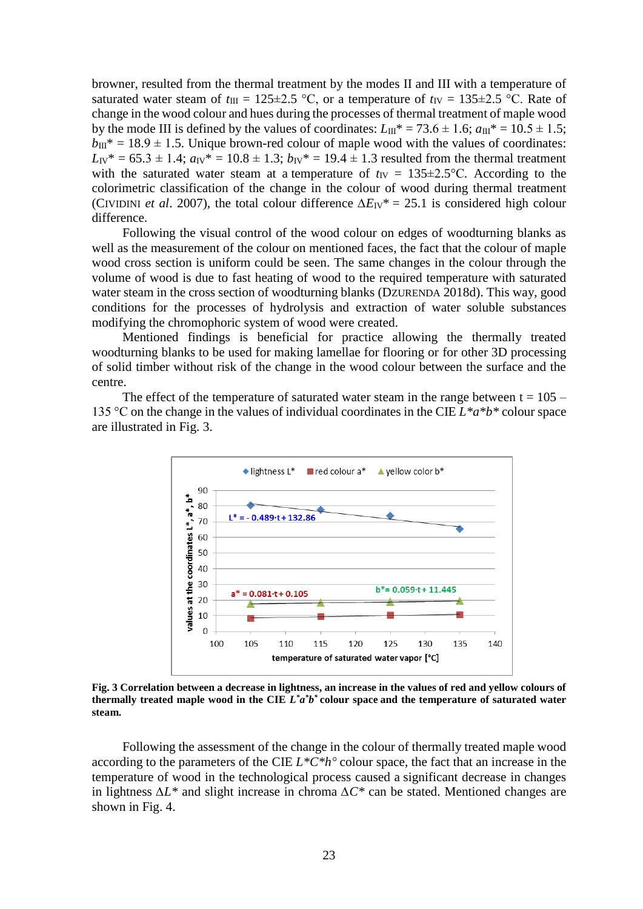browner, resulted from the thermal treatment by the modes II and III with a temperature of saturated water steam of $t_{III}$ = 125±2.5 °C, or a temperature of $t_{IV}$ = 135±2.5 °C. Rate of change in the wood colour and hues during the processes of thermal treatment of maple wood by the mode III is defined by the values of coordinates: $L_{III}^*$ = 73.6 ± 1.6; $a_{III}^*$ = 10.5 ± 1.5; $b_{III}^*$ = 18.9 ± 1.5. Unique brown-red colour of maple wood with the values of coordinates: $L_{IV}^*$ = 65.3 ± 1.4; $a_{IV}^*$ = 10.8 ± 1.3; $b_{IV}^*$ = 19.4 ± 1.3 resulted from the thermal treatment with the saturated water steam at a temperature of $t_{IV}$ = 135±2.5°C. According to the colorimetric classification of the change in the colour of wood during thermal treatment (CIVIDINI *et al*. 2007), the total colour difference $\Delta E_{IV}^*$ = 25.1 is considered high colour difference.

Following the visual control of the wood colour on edges of woodturning blanks as well as the measurement of the colour on mentioned faces, the fact that the colour of maple wood cross section is uniform could be seen. The same changes in the colour through the volume of wood is due to fast heating of wood to the required temperature with saturated water steam in the cross section of woodturning blanks (DZURENDA 2018d). This way, good conditions for the processes of hydrolysis and extraction of water soluble substances modifying the chromophoric system of wood were created.

Mentioned findings is beneficial for practice allowing the thermally treated woodturning blanks to be used for making lamellae for flooring or for other 3D processing of solid timber without risk of the change in the wood colour between the surface and the centre.

The effect of the temperature of saturated water steam in the range between t = 105 – 135 °C on the change in the values of individual coordinates in the CIE $L^*a^*b^*$ colour space are illustrated in Fig. 3.

**Fig. 3 Correlation between a decrease in lightness, an increase in the values of red and yellow colours of thermally treated maple wood in the CIE $L^*a^*b^*$ colour space and the temperature of saturated water steam.**

Following the assessment of the change in the colour of thermally treated maple wood according to the parameters of the CIE $L^*C^*h°$ colour space, the fact that an increase in the temperature of wood in the technological process caused a significant decrease in changes in lightness $\Delta L^*$ and slight increase in chroma $\Delta C^*$ can be stated. Mentioned changes are shown in Fig. 4.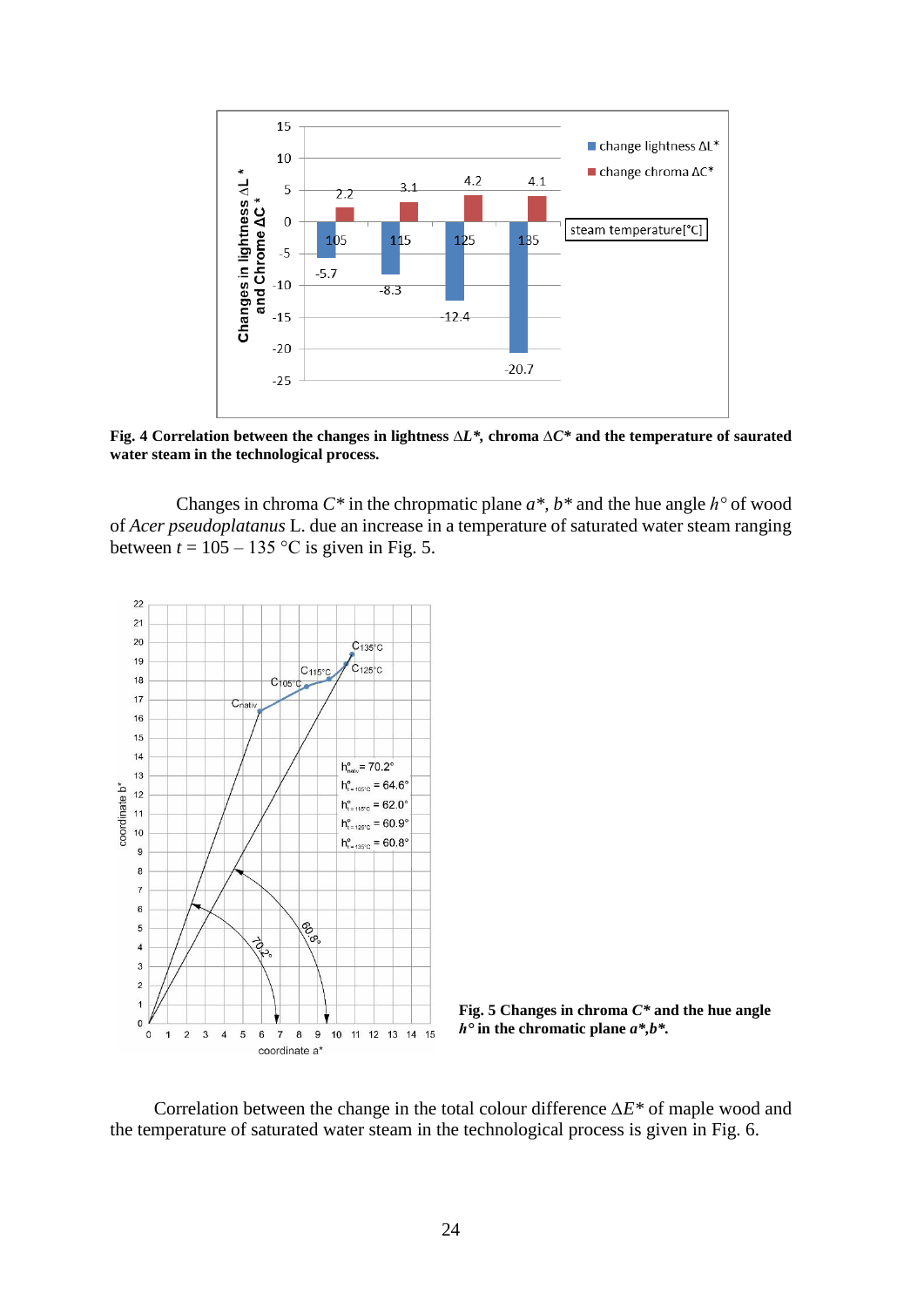**Fig. 4 Correlation between the changes in lightness Δ*L**, chroma Δ*C** and the temperature of saurated water steam in the technological process.**

Changes in chroma $C^*$ in the chropmatic plane $a^*$, $b^*$ and the hue angle $h°$ of wood of *Acer pseudoplatanus* L. due an increase in a temperature of saturated water steam ranging between $t$ = 105 – 135 °C is given in Fig. 5.

**Fig. 5 Changes in chroma $C^*$ and the hue angle $h°$ in the chromatic plane $a^*$,$b^*$.**

Correlation between the change in the total colour difference $\Delta E^*$ of maple wood and the temperature of saturated water steam in the technological process is given in Fig. 6.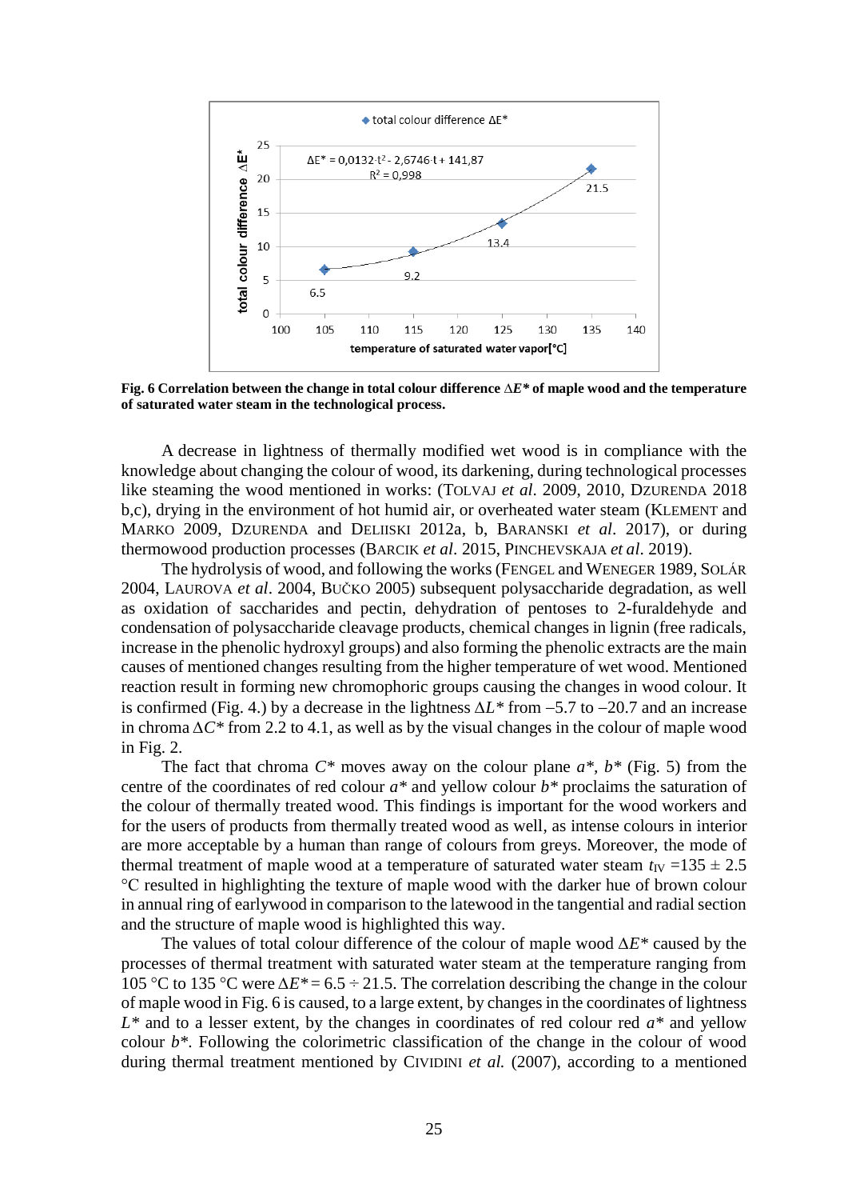**Fig. 6 Correlation between the change in total colour difference Δ*E** of maple wood and the temperature of saturated water steam in the technological process.**

A decrease in lightness of thermally modified wet wood is in compliance with the knowledge about changing the colour of wood, its darkening, during technological processes like steaming the wood mentioned in works: (TOLVAJ *et al*. 2009, 2010, DZURENDA 2018 b,c), drying in the environment of hot humid air, or overheated water steam (KLEMENT and MARKO 2009, DZURENDA and DELIISKI 2012a, b, BARANSKI *et al*. 2017), or during thermowood production processes (BARCIK *et al*. 2015, PINCHEVSKAJA *et al*. 2019).

The hydrolysis of wood, and following the works (FENGEL and WENEGER 1989, SOLÁR 2004, LAUROVA *et al*. 2004, BUČKO 2005) subsequent polysaccharide degradation, as well as oxidation of saccharides and pectin, dehydration of pentoses to 2-furaldehyde and condensation of polysaccharide cleavage products, chemical changes in lignin (free radicals, increase in the phenolic hydroxyl groups) and also forming the phenolic extracts are the main causes of mentioned changes resulting from the higher temperature of wet wood. Mentioned reaction result in forming new chromophoric groups causing the changes in wood colour. It is confirmed (Fig. 4.) by a decrease in the lightness $\Delta L^*$ from –5.7 to –20.7 and an increase in chroma $\Delta C^*$ from 2.2 to 4.1, as well as by the visual changes in the colour of maple wood in Fig. 2.

The fact that chroma $C^*$ moves away on the colour plane $a^*$, $b^*$ (Fig. 5) from the centre of the coordinates of red colour $a^*$ and yellow colour $b^*$ proclaims the saturation of the colour of thermally treated wood. This findings is important for the wood workers and for the users of products from thermally treated wood as well, as intense colours in interior are more acceptable by a human than range of colours from greys. Moreover, the mode of thermal treatment of maple wood at a temperature of saturated water steam $t_{IV}$ =135 ± 2.5 °C resulted in highlighting the texture of maple wood with the darker hue of brown colour in annual ring of earlywood in comparison to the latewood in the tangential and radial section and the structure of maple wood is highlighted this way.

The values of total colour difference of the colour of maple wood $\Delta E^*$ caused by the processes of thermal treatment with saturated water steam at the temperature ranging from 105 °C to 135 °C were $\Delta E^*$ = 6.5 ÷ 21.5. The correlation describing the change in the colour of maple wood in Fig. 6 is caused, to a large extent, by changes in the coordinates of lightness $L^*$ and to a lesser extent, by the changes in coordinates of red colour red $a^*$ and yellow colour $b^*$. Following the colorimetric classification of the change in the colour of wood during thermal treatment mentioned by CIVIDINI *et al.* (2007), according to a mentioned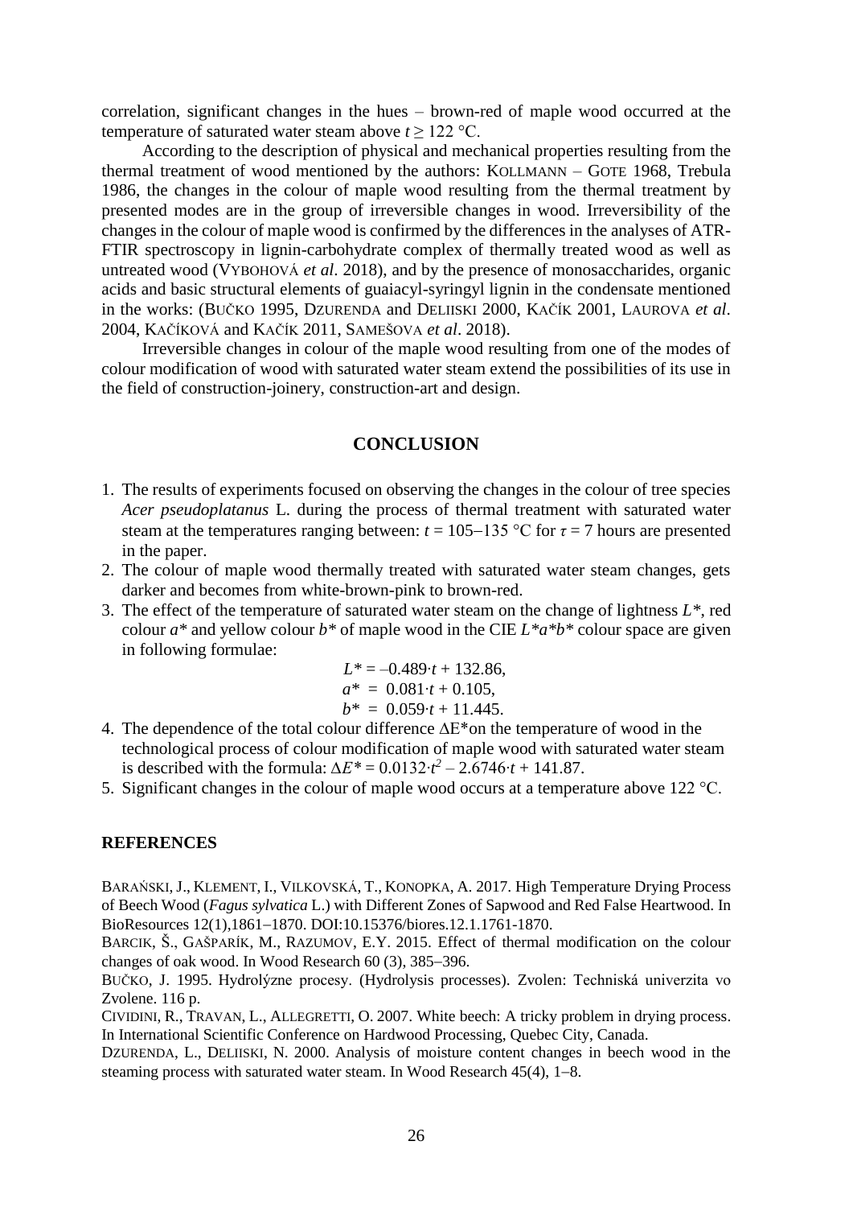correlation, significant changes in the hues – brown-red of maple wood occurred at the temperature of saturated water steam above $t \geq 122$ °C.

According to the description of physical and mechanical properties resulting from the thermal treatment of wood mentioned by the authors: KOLLMANN – GOTE 1968, Trebula 1986, the changes in the colour of maple wood resulting from the thermal treatment by presented modes are in the group of irreversible changes in wood. Irreversibility of the changes in the colour of maple wood is confirmed by the differences in the analyses of ATR-FTIR spectroscopy in lignin-carbohydrate complex of thermally treated wood as well as untreated wood (VYBOHOVÁ *et al*. 2018), and by the presence of monosaccharides, organic acids and basic structural elements of guaiacyl-syringyl lignin in the condensate mentioned in the works: (BUČKO 1995, DZURENDA and DELIISKI 2000, KAČÍK 2001, LAUROVA *et al*. 2004, KAČÍKOVÁ and KAČÍK 2011, SAMEŠOVA *et al*. 2018).

Irreversible changes in colour of the maple wood resulting from one of the modes of colour modification of wood with saturated water steam extend the possibilities of its use in the field of construction-joinery, construction-art and design.

## CONCLUSION

1. The results of experiments focused on observing the changes in the colour of tree species *Acer pseudoplatanus* L. during the process of thermal treatment with saturated water steam at the temperatures ranging between: $t = 105-135$ °C for $\tau = 7$ hours are presented in the paper.
2. The colour of maple wood thermally treated with saturated water steam changes, gets darker and becomes from white-brown-pink to brown-red.
3. The effect of the temperature of saturated water steam on the change of lightness $L^*$, red colour $a^*$ and yellow colour $b^*$ of maple wood in the CIE $L^*a^*b^*$ colour space are given in following formulae:

   $$L^* = -0.489 \cdot t + 132.86,$$
   $$a^* = 0.081 \cdot t + 0.105,$$
   $$b^* = 0.059 \cdot t + 11.445.$$

4. The dependence of the total colour difference $\Delta E^*$on the temperature of wood in the technological process of colour modification of maple wood with saturated water steam is described with the formula: $\Delta E^* = 0.0132 \cdot t^2 - 2.6746 \cdot t + 141.87$.
5. Significant changes in the colour of maple wood occurs at a temperature above 122 °C.

## REFERENCES

BARAŃSKI, J., KLEMENT, I., VILKOVSKÁ, T., KONOPKA, A. 2017. High Temperature Drying Process of Beech Wood (*Fagus sylvatica* L.) with Different Zones of Sapwood and Red False Heartwood. In BioResources 12(1),1861–1870. DOI:10.15376/biores.12.1.1761-1870.

BARCIK, Š., GAŠPARÍK, M., RAZUMOV, E.Y. 2015. Effect of thermal modification on the colour changes of oak wood. In Wood Research 60 (3), 385–396.

BUČKO, J. 1995. Hydrolýzne procesy. (Hydrolysis processes). Zvolen: Techniská univerzita vo Zvolene. 116 p.

CIVIDINI, R., TRAVAN, L., ALLEGRETTI, O. 2007. White beech: A tricky problem in drying process. In International Scientific Conference on Hardwood Processing, Quebec City, Canada.

DZURENDA, L., DELIISKI, N. 2000. Analysis of moisture content changes in beech wood in the steaming process with saturated water steam. In Wood Research 45(4), 1–8.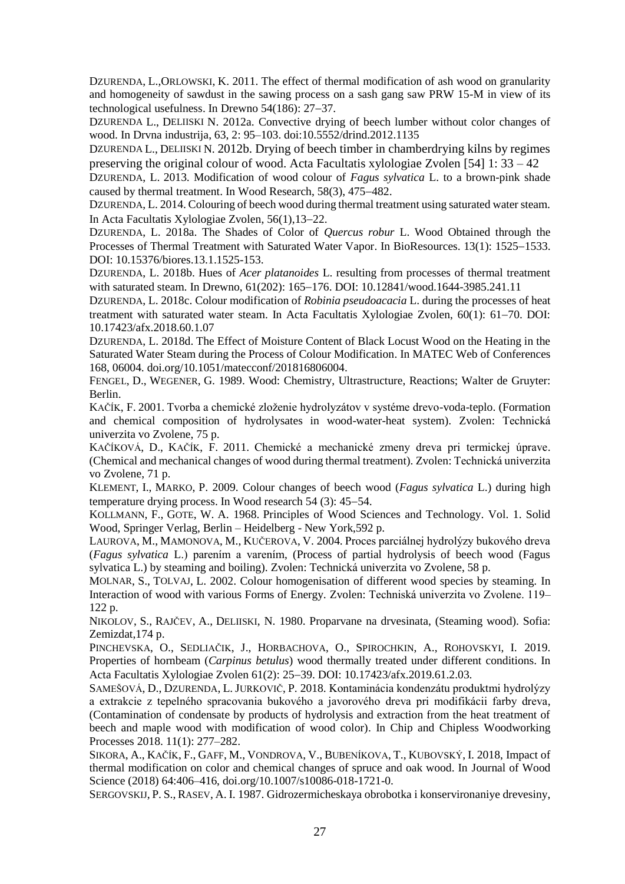DZURENDA, L., ORLOWSKI, K. 2011. The effect of thermal modification of ash wood on granularity and homogeneity of sawdust in the sawing process on a sash gang saw PRW 15-M in view of its technological usefulness. In Drewno 54(186): 27–37.

DZURENDA L., DELIISKI N. 2012a. Convective drying of beech lumber without color changes of wood. In Drvna industrija, 63, 2: 95–103. doi:10.5552/drind.2012.1135

DZURENDA L., DELIISKI N. 2012b. Drying of beech timber in chamberdrying kilns by regimes preserving the original colour of wood. Acta Facultatis xylologiae Zvolen [54] 1: 33 – 42

DZURENDA, L. 2013. Modification of wood colour of *Fagus sylvatica* L. to a brown-pink shade caused by thermal treatment. In Wood Research, 58(3), 475–482.

DZURENDA, L. 2014. Colouring of beech wood during thermal treatment using saturated water steam. In Acta Facultatis Xylologiae Zvolen, 56(1),13–22.

DZURENDA, L. 2018a. The Shades of Color of *Quercus robur* L. Wood Obtained through the Processes of Thermal Treatment with Saturated Water Vapor. In BioResources. 13(1): 1525–1533. DOI: 10.15376/biores.13.1.1525-153.

DZURENDA, L. 2018b. Hues of *Acer platanoides* L. resulting from processes of thermal treatment with saturated steam. In Drewno, 61(202): 165–176. DOI: 10.12841/wood.1644-3985.241.11

DZURENDA, L. 2018c. Colour modification of *Robinia pseudoacacia* L. during the processes of heat treatment with saturated water steam. In Acta Facultatis Xylologiae Zvolen, 60(1): 61–70. DOI: 10.17423/afx.2018.60.1.07

DZURENDA, L. 2018d. The Effect of Moisture Content of Black Locust Wood on the Heating in the Saturated Water Steam during the Process of Colour Modification. In MATEC Web of Conferences 168, 06004. doi.org/10.1051/matecconf/201816806004.

FENGEL, D., WEGENER, G. 1989. Wood: Chemistry, Ultrastructure, Reactions; Walter de Gruyter: Berlin.

KAČÍK, F. 2001. Tvorba a chemické zloženie hydrolyzátov v systéme drevo-voda-teplo. (Formation and chemical composition of hydrolysates in wood-water-heat system). Zvolen: Technická univerzita vo Zvolene, 75 p.

KAČÍKOVÁ, D., KAČÍK, F. 2011. Chemické a mechanické zmeny dreva pri termickej úprave. (Chemical and mechanical changes of wood during thermal treatment). Zvolen: Technická univerzita vo Zvolene, 71 p.

KLEMENT, I., MARKO, P. 2009. Colour changes of beech wood (*Fagus sylvatica* L.) during high temperature drying process. In Wood research 54 (3): 45–54.

KOLLMANN, F., GOTE, W. A. 1968. Principles of Wood Sciences and Technology. Vol. 1. Solid Wood, Springer Verlag, Berlin – Heidelberg - New York,592 p.

LAUROVA, M., MAMONOVA, M., KUČEROVA, V. 2004. Proces parciálnej hydrolýzy bukového dreva (*Fagus sylvatica* L.) parením a varením, (Process of partial hydrolysis of beech wood (Fagus sylvatica L.) by steaming and boiling). Zvolen: Technická univerzita vo Zvolene, 58 p.

MOLNAR, S., TOLVAJ, L. 2002. Colour homogenisation of different wood species by steaming. In Interaction of wood with various Forms of Energy. Zvolen: Techniská univerzita vo Zvolene. 119–122 p.

NIKOLOV, S., RAJČEV, A., DELIISKI, N. 1980. Proparvane na drvesinata, (Steaming wood). Sofia: Zemizdat,174 p.

PINCHEVSKA, O., SEDLIAČIK, J., HORBACHOVA, O., SPIROCHKIN, A., ROHOVSKYI, I. 2019. Properties of hornbeam (*Carpinus betulus*) wood thermally treated under different conditions. In Acta Facultatis Xylologiae Zvolen 61(2): 25–39. DOI: 10.17423/afx.2019.61.2.03.

SAMEŠOVÁ, D., DZURENDA, L. JURKOVIČ, P. 2018. Kontaminácia kondenzátu produktmi hydrolýzy a extrakcie z tepelného spracovania bukového a javorového dreva pri modifikácii farby dreva, (Contamination of condensate by products of hydrolysis and extraction from the heat treatment of beech and maple wood with modification of wood color). In Chip and Chipless Woodworking Processes 2018. 11(1): 277–282.

SIKORA, A., KAČÍK, F., GAFF, M., VONDROVA, V., BUBENÍKOVA, T., KUBOVSKÝ, I. 2018, Impact of thermal modification on color and chemical changes of spruce and oak wood. In Journal of Wood Science (2018) 64:406–416, doi.org/10.1007/s10086-018-1721-0.

SERGOVSKIJ, P. S., RASEV, A. I. 1987. Gidrozermicheskaya obrobotka i konservironaniye drevesiny,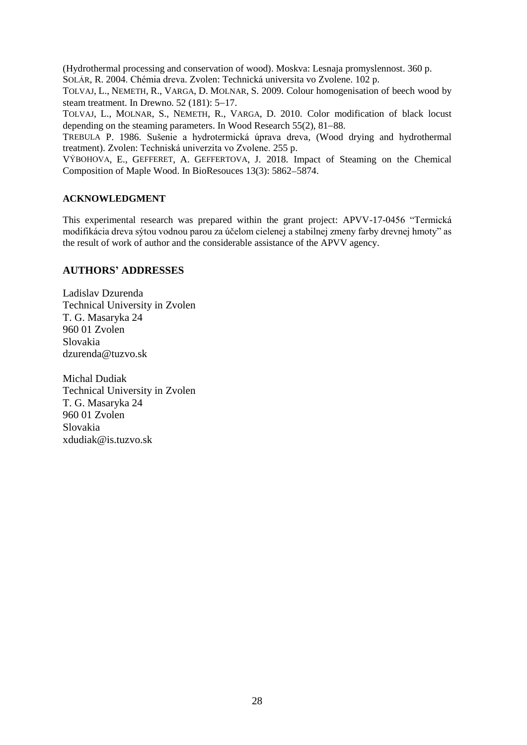(Hydrothermal processing and conservation of wood). Moskva: Lesnaja promyslennost. 360 p.

SOLÁR, R. 2004. Chémia dreva. Zvolen: Technická universita vo Zvolene. 102 p.

TOLVAJ, L., NEMETH, R., VARGA, D. MOLNAR, S. 2009. Colour homogenisation of beech wood by steam treatment. In Drewno. 52 (181): 5–17.

TOLVAJ, L., MOLNAR, S., NEMETH, R., VARGA, D. 2010. Color modification of black locust depending on the steaming parameters. In Wood Research 55(2), 81–88.

TREBULA P. 1986. Sušenie a hydrotermická úprava dreva, (Wood drying and hydrothermal treatment). Zvolen: Techniská univerzita vo Zvolene. 255 p.

VÝBOHOVA, E., GEFFERET, A. GEFFERTOVA, J. 2018. Impact of Steaming on the Chemical Composition of Maple Wood. In BioResouces 13(3): 5862–5874.

## ACKNOWLEDGMENT

This experimental research was prepared within the grant project: APVV-17-0456 "Termická modifikácia dreva sýtou vodnou parou za účelom cielenej a stabilnej zmeny farby drevnej hmoty" as the result of work of author and the considerable assistance of the APVV agency.

## AUTHORS' ADDRESSES

Ladislav Dzurenda
Technical University in Zvolen
T. G. Masaryka 24
960 01 Zvolen
Slovakia
dzurenda@tuzvo.sk

Michal Dudiak
Technical University in Zvolen
T. G. Masaryka 24
960 01 Zvolen
Slovakia
xdudiak@is.tuzvo.sk